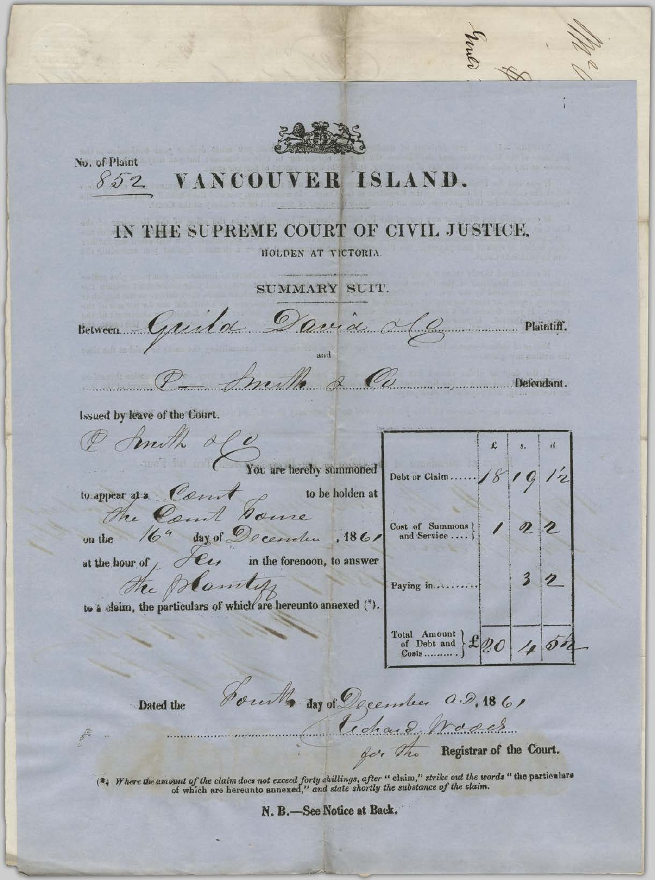No. of Plaint 852

# VANCOUVER ISLAND.

## IN THE SUPREME COURT OF CIVIL JUSTICE,

HOLDEN AT VICTORIA.

SUMMARY SUIT.

Between Guild David & Co. Plaintiff.

and

P. Smith & Co. Defendant.

Issued by leave of the Court.

P. Smith & Co.

You are hereby summoned to appear at a Court to be holden at the Court House on the 16th day of December, 1861 at the hour of Ten in the forenoon, to answer the Plaintiffs to a claim, the particulars of which are hereunto annexed (*).

| | £ | s. | d. |
|---|---|---|---|
| Debt or Claim...... | 18 | 19 | 1½ |
| Cost of Summons and Service .... | 1 | 2 | 2 |
| Paying in........ | | 3 | 2 |
| Total Amount of Debt and Costs........ | £20 | 4 | 5½ |

Dated the Fourth day of December A.D. 1861

Richard Woods

for the Registrar of the Court.

(*) *Where the amount of the claim does not exceed forty shillings, after "claim," strike out the words "the particulars of which are hereunto annexed," and state shortly the substance of the claim.*

**N. B.—See Notice at Back.**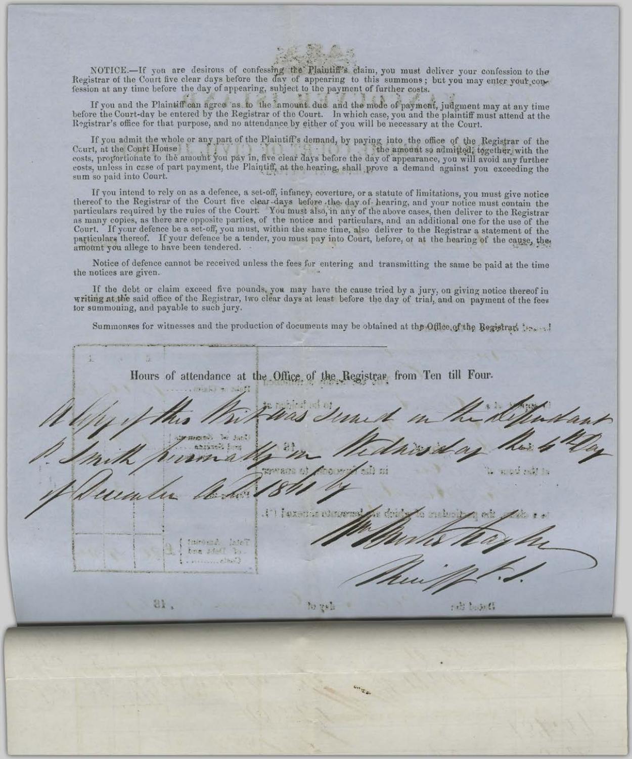NOTICE.—If you are desirous of confessing the Plaintiff's claim, you must deliver your confession to the Registrar of the Court five clear days before the day of appearing to this summons; but you may enter your confession at any time before the day of appearing, subject to the payment of further costs.

If you and the Plaintiff can agree as to the amount due and the mode of payment, judgment may at any time before the Court-day be entered by the Registrar of the Court. In which case, you and the plaintiff must attend at the Registrar's office for that purpose, and no attendance by either of you will be necessary at the Court.

If you admit the whole or any part of the Plaintiff's demand, by paying into the office of the Registrar of the Court, at the Court House the amount so admitted, together with the costs, proportionate to the amount you pay in, five clear days before the day of appearance, you will avoid any further costs, unless in case of part payment, the Plaintiff, at the hearing, shall prove a demand against you exceeding the sum so paid into Court.

If you intend to rely on as a defence, a set-off, infancy, coverture, or a statute of limitations, you must give notice thereof to the Registrar of the Court five clear days before the day of hearing, and your notice must contain the particulars required by the rules of the Court. You must also, in any of the above cases, then deliver to the Registrar as many copies, as there are opposite parties, of the notice and particulars, and an additional one for the use of the Court. If your defence be a set-off, you must, within the same time, also deliver to the Registrar a statement of the particulars thereof. If your defence be a tender, you must pay into Court, before, or at the hearing of the cause, the amount you allege to have been tendered.

Notice of defence cannot be received unless the fees for entering and transmitting the same be paid at the time the notices are given.

If the debt or claim exceed five pounds, you may have the cause tried by a jury, on giving notice thereof in writing at the said office of the Registrar, two clear days at least before the day of trial, and on payment of the fees for summoning, and payable to such jury.

Summonses for witnesses and the production of documents may be obtained at the Office of the Registrar.

Hours of attendance at the Office of the Registrar from Ten till Four.

A copy of this Writ was served on the defendant P. Smith personally on Wednesday the 6th day of December A.D. 1871 by

Wm Marten Naylor
Sheriff's S.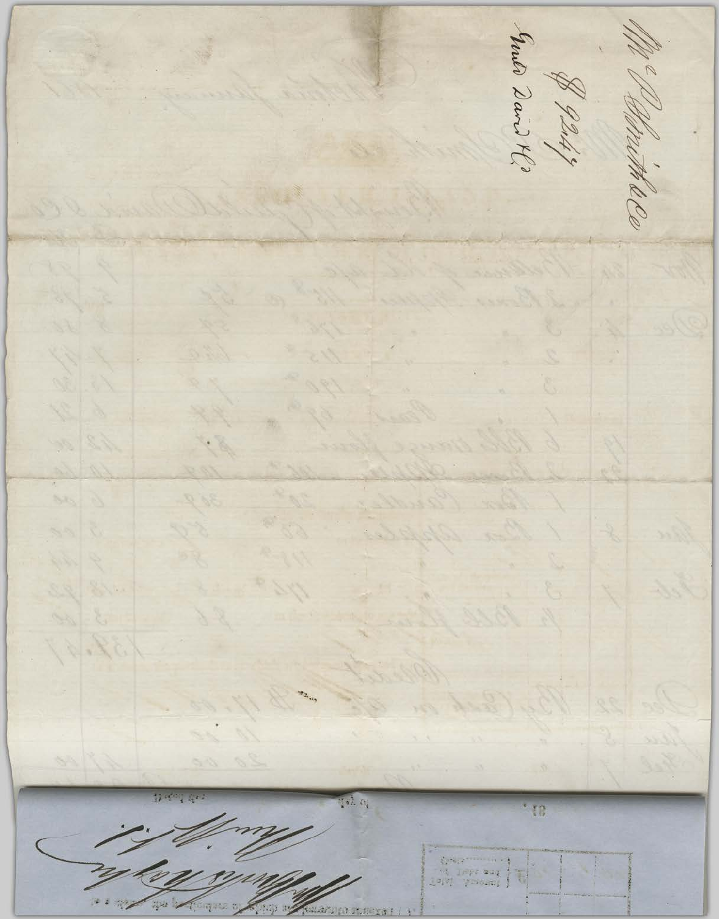McP Smith & Co

$ 92.47

Recd Paid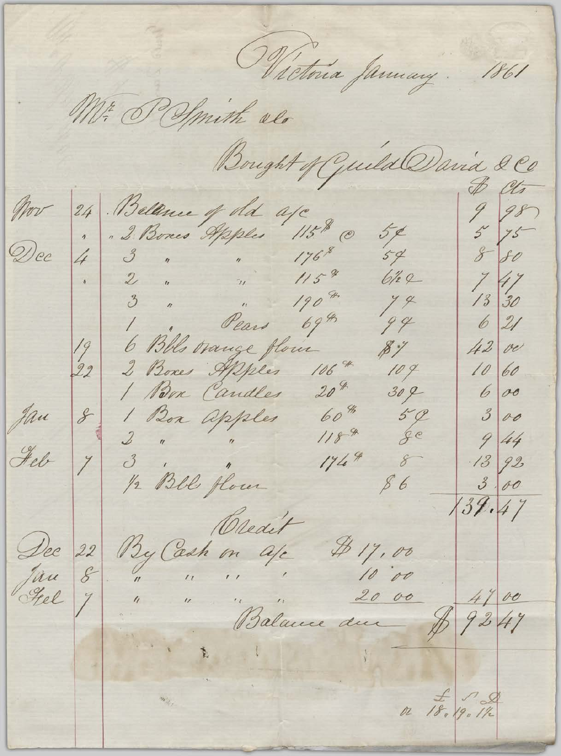Victoria January 1861

Mr. P Smith a/c

Bought of Guild David & Co

| | | | | | $ | Cts |
|---|---|---|---|---|---|---|
| Nov | 24 | Ballance of old a/c | | | 9 | 98 |
| | " | 2 Boxes Apples | 115 lb @ | 5¢ | 5 | 75 |
| Dec | 4 | 3 " " | 176 lb | 5¢ | 8 | 80 |
| | " | 2 " " | 115 lb | 6½¢ | 7 | 47 |
| | | 3 " " | 190 lb | 7¢ | 13 | 30 |
| | | 1 " Pears | 69 lb | 9¢ | 6 | 21 |
| | 19 | 6 Bbls orange flour | | $7 | 42 | 00 |
| | 22 | 2 Boxes Apples | 106 lb | 10¢ | 10 | 60 |
| | | 1 Box Candles | 20 lb | 30¢ | 6 | 00 |
| Jan | 8 | 1 Box apples | 60 lb | 5¢ | 3 | 00 |
| | | 2 " " | 118 lb | 8c | 9 | 44 |
| Feb | 7 | 3 " " | 174 lb | 8 | 13 | 92 |
| | | ½ Bbl flour | | $6 | 3 | 00 |
| | | | | | 139 | 47 |

Credit

| | | | | | |
|---|---|---|---|---|---|
| Dec | 22 | By Cash on a/c | $17.00 | | |
| Jan | 8 | " " " | 10.00 | | |
| Feb | 7 | " " " | 20.00 | 47 | 00 |
| | | Balance due | | $ 92 | 47 |

£ S D
or 18. 19. 1½